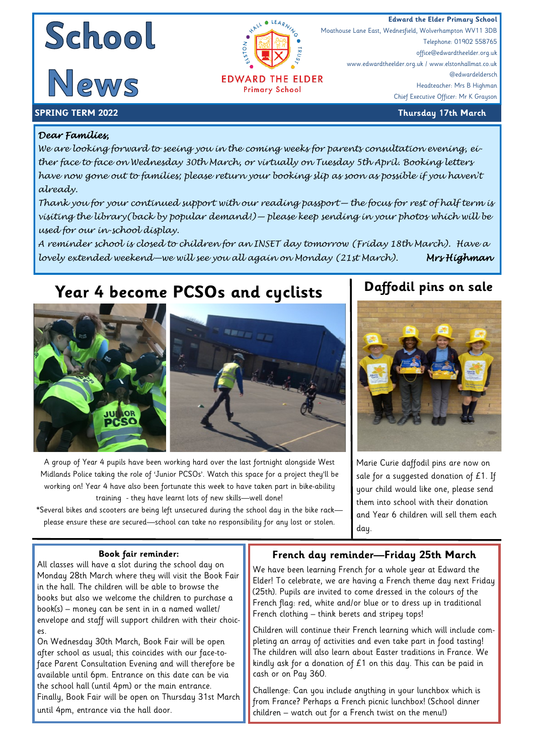# School News

EDWARD THE ELDER Primary School

**Edward the Elder Primary School**
Moathouse Lane East, Wednesfield, Wolverhampton WV11 3DB
Telephone: 01902 558765
office@edwardtheelder.org.uk
www.edwardtheelder.org.uk / www.elstonhallmat.co.uk
@edwardeldersch
Headteacher: Mrs B Highman
Chief Executive Officer: Mr K Grayson

**SPRING TERM 2022** — **Thursday 17th March**

*Dear Families,*

*We are looking forward to seeing you in the coming weeks for parents consultation evening, either face to face on Wednesday 30th March, or virtually on Tuesday 5th April. Booking letters have now gone out to families; please return your booking slip as soon as possible if you haven't already.*

*Thank you for your continued support with our reading passport— the focus for rest of half term is visiting the library(back by popular demand!)— please keep sending in your photos which will be used for our in-school display.*

*A reminder school is closed to children for an INSET day tomorrow (Friday 18th March). Have a lovely extended weekend—we will see you all again on Monday (21st March).*

*Mrs Highman*

## Year 4 become PCSOs and cyclists

A group of Year 4 pupils have been working hard over the last fortnight alongside West Midlands Police taking the role of 'Junior PCSOs'. Watch this space for a project they'll be working on! Year 4 have also been fortunate this week to have taken part in bike-ability training - they have learnt lots of new skills—well done!

*Several bikes and scooters are being left unsecured during the school day in the bike rack—please ensure these are secured—school can take no responsibility for any lost or stolen.

## Daffodil pins on sale

Marie Curie daffodil pins are now on sale for a suggested donation of £1. If your child would like one, please send them into school with their donation and Year 6 children will sell them each day.

### Book fair reminder:

All classes will have a slot during the school day on Monday 28th March where they will visit the Book Fair in the hall. The children will be able to browse the books but also we welcome the children to purchase a book(s) – money can be sent in in a named wallet/envelope and staff will support children with their choices.

On Wednesday 30th March, Book Fair will be open after school as usual; this coincides with our face-to-face Parent Consultation Evening and will therefore be available until 6pm. Entrance on this date can be via the school hall (until 4pm) or the main entrance.

Finally, Book Fair will be open on Thursday 31st March until 4pm, entrance via the hall door.

### French day reminder—Friday 25th March

We have been learning French for a whole year at Edward the Elder! To celebrate, we are having a French theme day next Friday (25th). Pupils are invited to come dressed in the colours of the French flag: red, white and/or blue or to dress up in traditional French clothing – think berets and stripey tops!

Children will continue their French learning which will include completing an array of activities and even take part in food tasting! The children will also learn about Easter traditions in France. We kindly ask for a donation of £1 on this day. This can be paid in cash or on Pay 360.

Challenge: Can you include anything in your lunchbox which is from France? Perhaps a French picnic lunchbox! (School dinner children – watch out for a French twist on the menu!)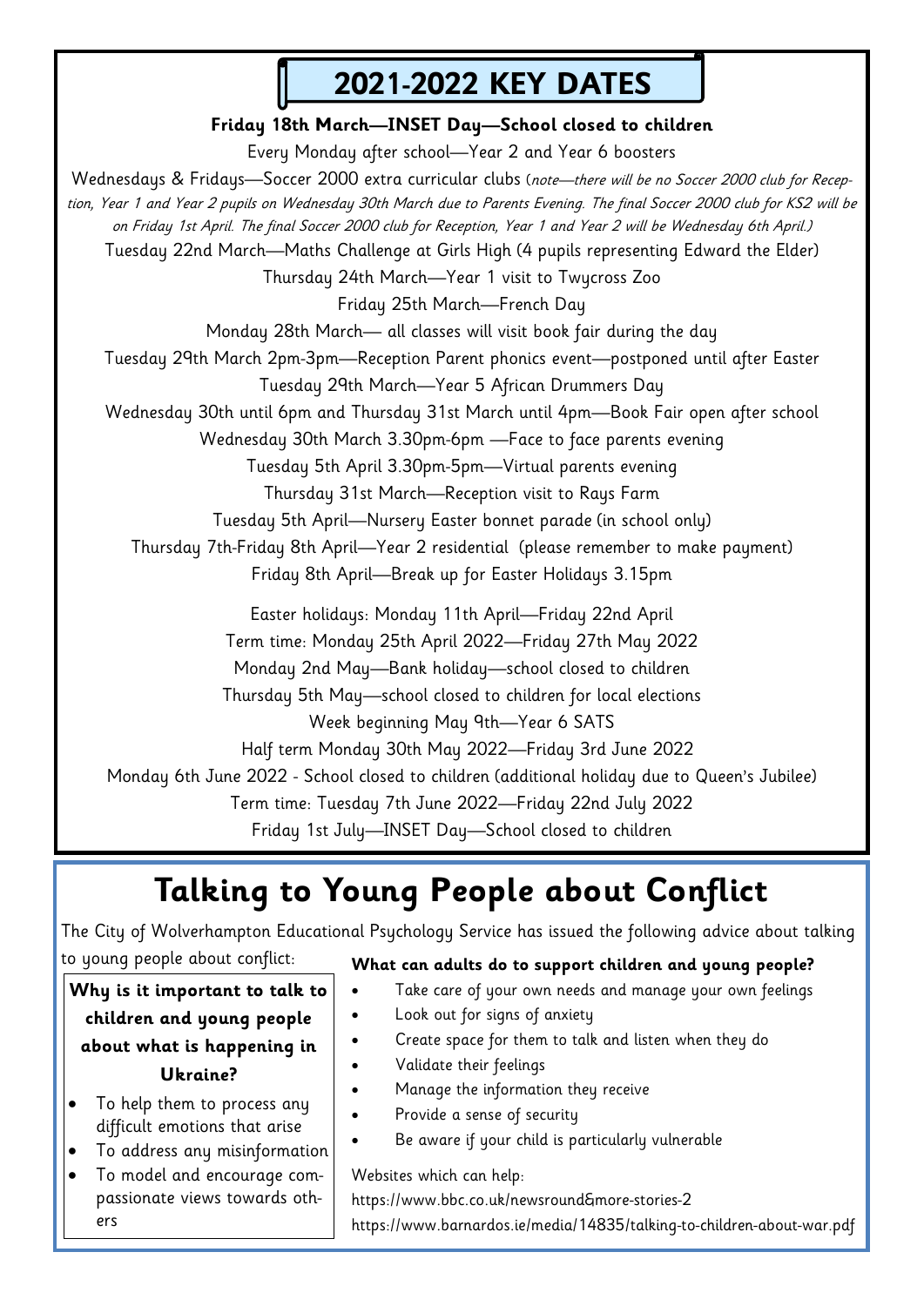# 2021-2022 KEY DATES

**Friday 18th March—INSET Day—School closed to children**

Every Monday after school—Year 2 and Year 6 boosters

Wednesdays & Fridays—Soccer 2000 extra curricular clubs (*note—there will be no Soccer 2000 club for Reception, Year 1 and Year 2 pupils on Wednesday 30th March due to Parents Evening. The final Soccer 2000 club for KS2 will be on Friday 1st April. The final Soccer 2000 club for Reception, Year 1 and Year 2 will be Wednesday 6th April.*)

Tuesday 22nd March—Maths Challenge at Girls High (4 pupils representing Edward the Elder)

Thursday 24th March—Year 1 visit to Twycross Zoo

Friday 25th March—French Day

Monday 28th March— all classes will visit book fair during the day

Tuesday 29th March 2pm-3pm—Reception Parent phonics event—postponed until after Easter

Tuesday 29th March—Year 5 African Drummers Day

Wednesday 30th until 6pm and Thursday 31st March until 4pm—Book Fair open after school

Wednesday 30th March 3.30pm-6pm —Face to face parents evening

Tuesday 5th April 3.30pm-5pm—Virtual parents evening

Thursday 31st March—Reception visit to Rays Farm

Tuesday 5th April—Nursery Easter bonnet parade (in school only)

Thursday 7th-Friday 8th April—Year 2 residential (please remember to make payment)

Friday 8th April—Break up for Easter Holidays 3.15pm

Easter holidays: Monday 11th April—Friday 22nd April

Term time: Monday 25th April 2022—Friday 27th May 2022

Monday 2nd May—Bank holiday—school closed to children

Thursday 5th May—school closed to children for local elections

Week beginning May 9th—Year 6 SATS

Half term Monday 30th May 2022—Friday 3rd June 2022

Monday 6th June 2022 - School closed to children (additional holiday due to Queen's Jubilee)

Term time: Tuesday 7th June 2022—Friday 22nd July 2022

Friday 1st July—INSET Day—School closed to children

# Talking to Young People about Conflict

The City of Wolverhampton Educational Psychology Service has issued the following advice about talking to young people about conflict:

**Why is it important to talk to children and young people about what is happening in Ukraine?**

- To help them to process any difficult emotions that arise
- To address any misinformation
- To model and encourage compassionate views towards others

**What can adults do to support children and young people?**

- Take care of your own needs and manage your own feelings
- Look out for signs of anxiety
- Create space for them to talk and listen when they do
- Validate their feelings
- Manage the information they receive
- Provide a sense of security
- Be aware if your child is particularly vulnerable

Websites which can help:

https://www.bbc.co.uk/newsround&more-stories-2

https://www.barnardos.ie/media/14835/talking-to-children-about-war.pdf